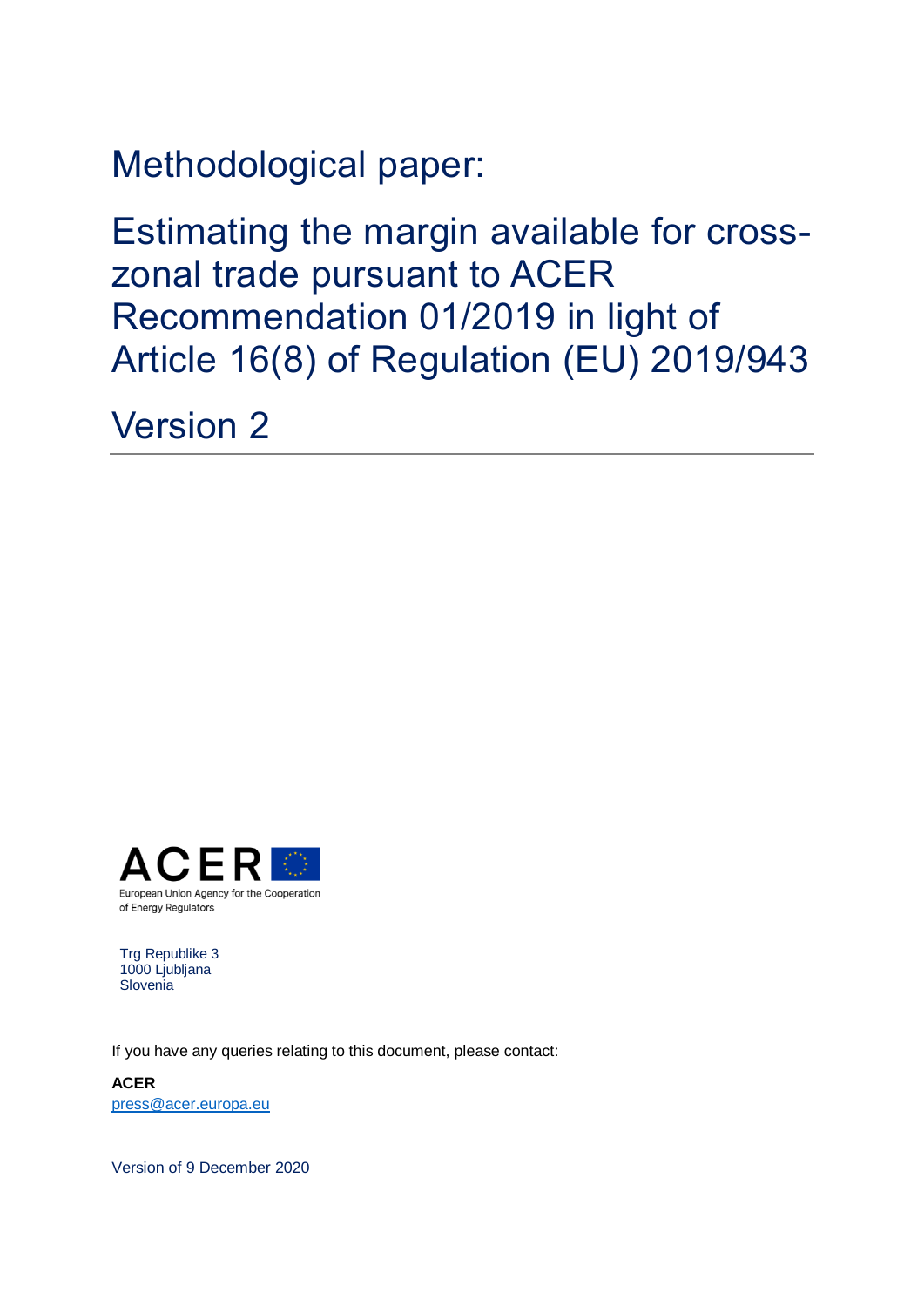# Methodological paper:

# Estimating the margin available for cross-zonal trade pursuant to ACER Recommendation 01/2019 in light of Article 16(8) of Regulation (EU) 2019/943

# Version 2

ACER

European Union Agency for the Cooperation of Energy Regulators

Trg Republike 3
1000 Ljubljana
Slovenia

If you have any queries relating to this document, please contact:

**ACER**
press@acer.europa.eu

Version of 9 December 2020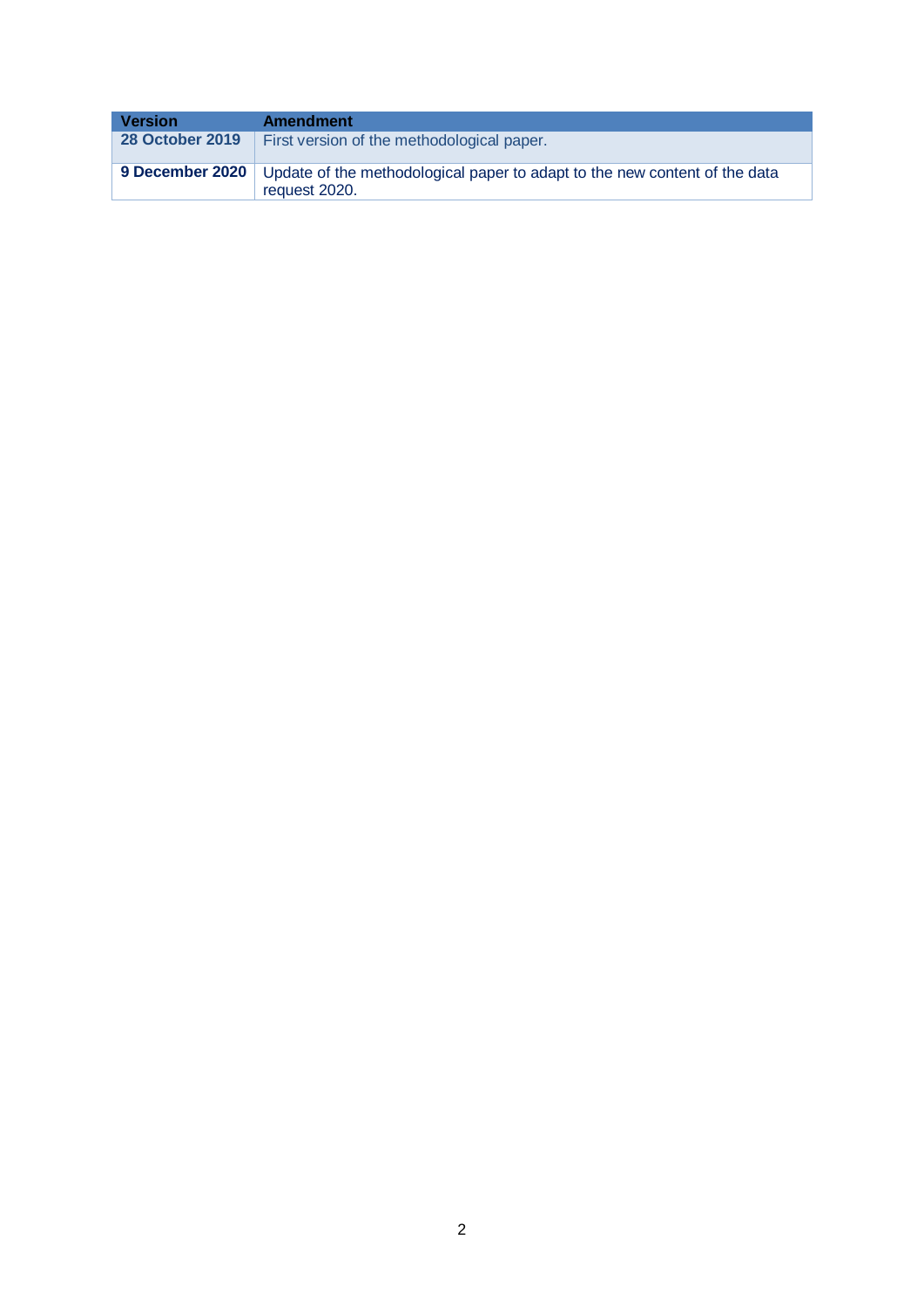| Version | Amendment |
|---|---|
| **28 October 2019** | First version of the methodological paper. |
| **9 December 2020** | Update of the methodological paper to adapt to the new content of the data request 2020. |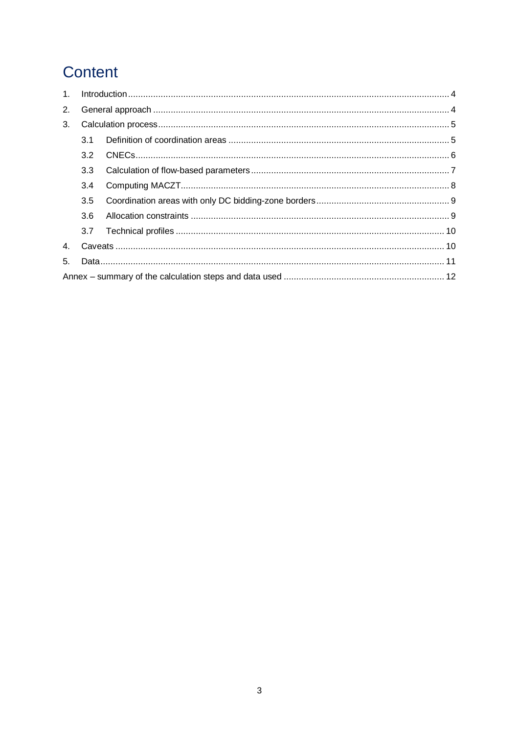# Content

1. Introduction ... 4
2. General approach ... 4
3. Calculation process ... 5
   - 3.1 Definition of coordination areas ... 5
   - 3.2 CNECs ... 6
   - 3.3 Calculation of flow-based parameters ... 7
   - 3.4 Computing MACZT ... 8
   - 3.5 Coordination areas with only DC bidding-zone borders ... 9
   - 3.6 Allocation constraints ... 9
   - 3.7 Technical profiles ... 10
4. Caveats ... 10
5. Data ... 11

Annex – summary of the calculation steps and data used ... 12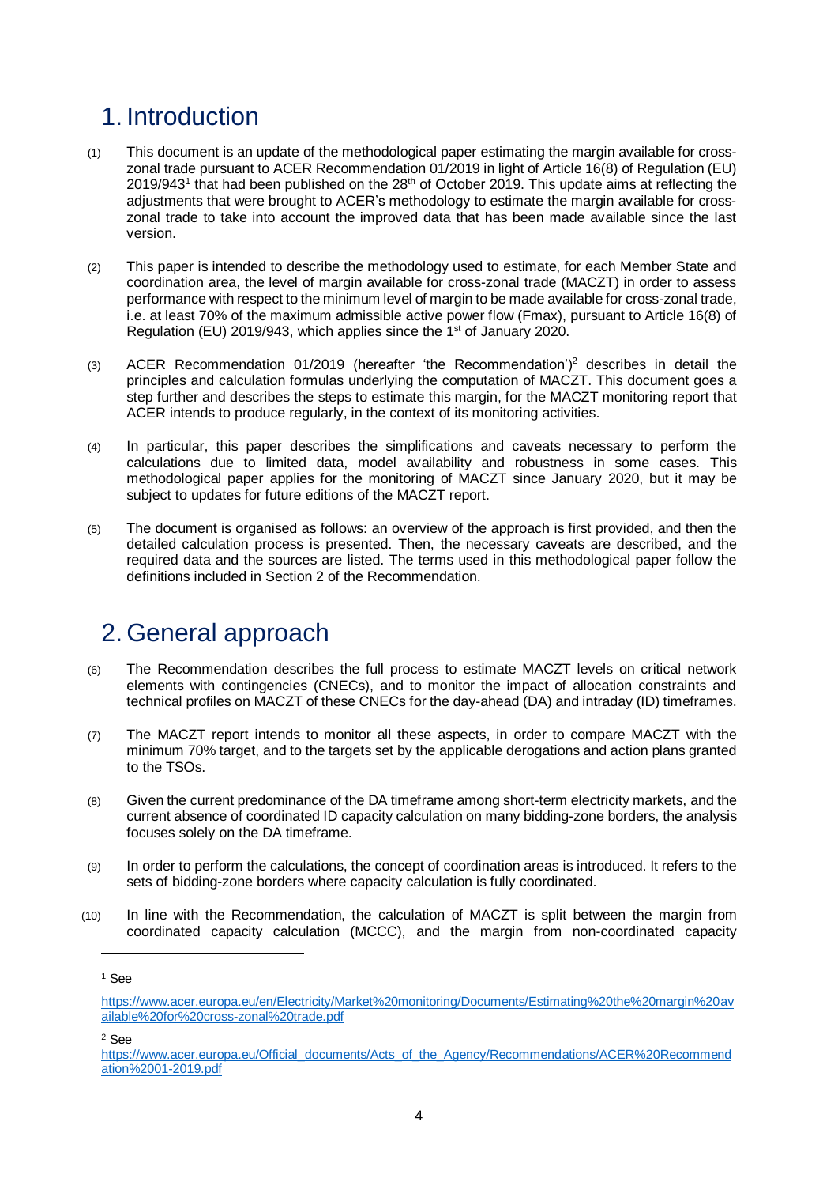# 1. Introduction

(1) This document is an update of the methodological paper estimating the margin available for cross-zonal trade pursuant to ACER Recommendation 01/2019 in light of Article 16(8) of Regulation (EU) 2019/943[1] that had been published on the 28th of October 2019. This update aims at reflecting the adjustments that were brought to ACER's methodology to estimate the margin available for cross-zonal trade to take into account the improved data that has been made available since the last version.

(2) This paper is intended to describe the methodology used to estimate, for each Member State and coordination area, the level of margin available for cross-zonal trade (MACZT) in order to assess performance with respect to the minimum level of margin to be made available for cross-zonal trade, i.e. at least 70% of the maximum admissible active power flow (Fmax), pursuant to Article 16(8) of Regulation (EU) 2019/943, which applies since the 1st of January 2020.

(3) ACER Recommendation 01/2019 (hereafter 'the Recommendation')[2] describes in detail the principles and calculation formulas underlying the computation of MACZT. This document goes a step further and describes the steps to estimate this margin, for the MACZT monitoring report that ACER intends to produce regularly, in the context of its monitoring activities.

(4) In particular, this paper describes the simplifications and caveats necessary to perform the calculations due to limited data, model availability and robustness in some cases. This methodological paper applies for the monitoring of MACZT since January 2020, but it may be subject to updates for future editions of the MACZT report.

(5) The document is organised as follows: an overview of the approach is first provided, and then the detailed calculation process is presented. Then, the necessary caveats are described, and the required data and the sources are listed. The terms used in this methodological paper follow the definitions included in Section 2 of the Recommendation.

# 2. General approach

(6) The Recommendation describes the full process to estimate MACZT levels on critical network elements with contingencies (CNECs), and to monitor the impact of allocation constraints and technical profiles on MACZT of these CNECs for the day-ahead (DA) and intraday (ID) timeframes.

(7) The MACZT report intends to monitor all these aspects, in order to compare MACZT with the minimum 70% target, and to the targets set by the applicable derogations and action plans granted to the TSOs.

(8) Given the current predominance of the DA timeframe among short-term electricity markets, and the current absence of coordinated ID capacity calculation on many bidding-zone borders, the analysis focuses solely on the DA timeframe.

(9) In order to perform the calculations, the concept of coordination areas is introduced. It refers to the sets of bidding-zone borders where capacity calculation is fully coordinated.

(10) In line with the Recommendation, the calculation of MACZT is split between the margin from coordinated capacity calculation (MCCC), and the margin from non-coordinated capacity

---

[1] See https://www.acer.europa.eu/en/Electricity/Market%20monitoring/Documents/Estimating%20the%20margin%20available%20for%20cross-zonal%20trade.pdf

[2] See https://www.acer.europa.eu/Official_documents/Acts_of_the_Agency/Recommendations/ACER%20Recommendation%2001-2019.pdf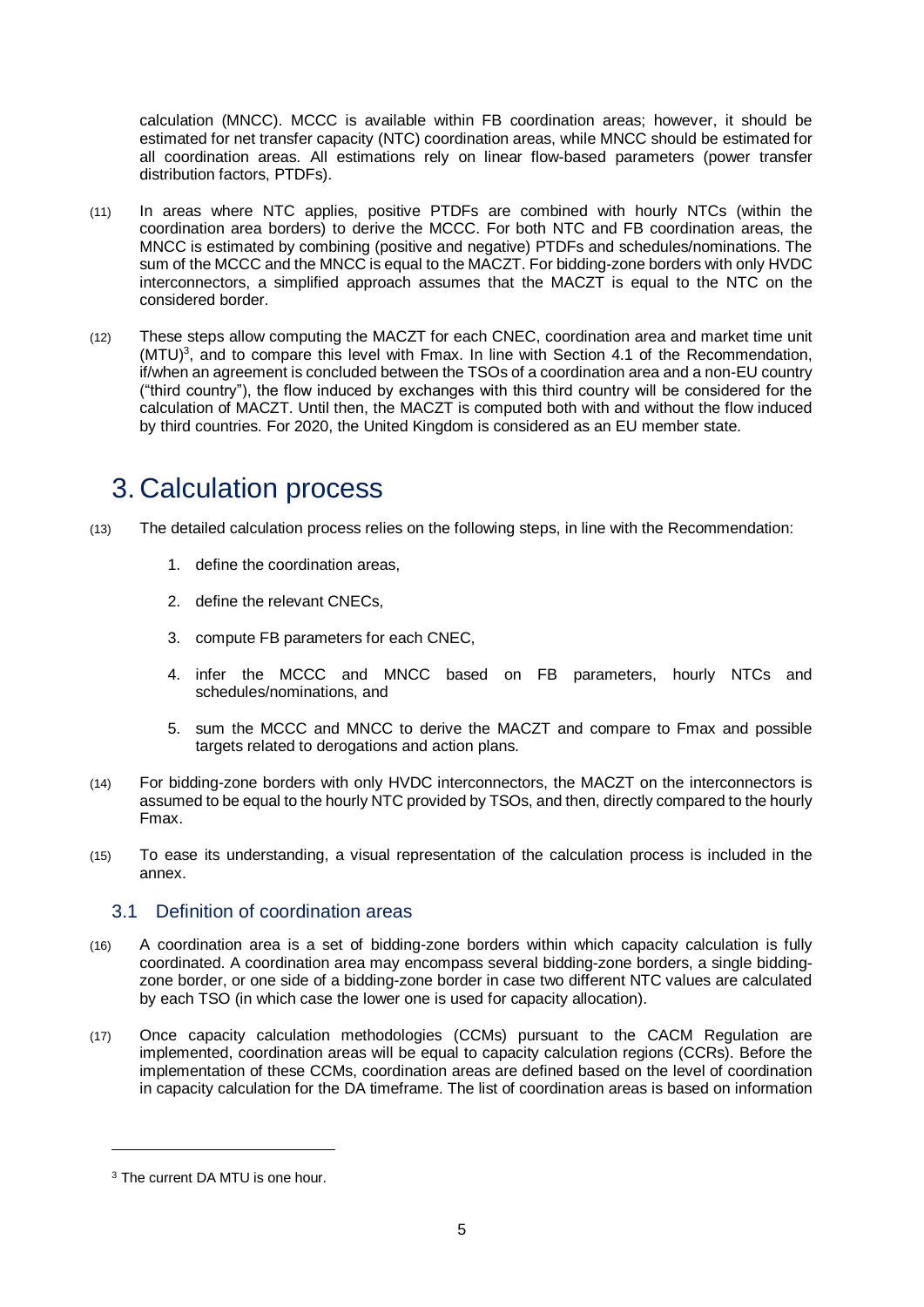calculation (MNCC). MCCC is available within FB coordination areas; however, it should be estimated for net transfer capacity (NTC) coordination areas, while MNCC should be estimated for all coordination areas. All estimations rely on linear flow-based parameters (power transfer distribution factors, PTDFs).

(11) In areas where NTC applies, positive PTDFs are combined with hourly NTCs (within the coordination area borders) to derive the MCCC. For both NTC and FB coordination areas, the MNCC is estimated by combining (positive and negative) PTDFs and schedules/nominations. The sum of the MCCC and the MNCC is equal to the MACZT. For bidding-zone borders with only HVDC interconnectors, a simplified approach assumes that the MACZT is equal to the NTC on the considered border.

(12) These steps allow computing the MACZT for each CNEC, coordination area and market time unit (MTU)[3], and to compare this level with Fmax. In line with Section 4.1 of the Recommendation, if/when an agreement is concluded between the TSOs of a coordination area and a non-EU country ("third country"), the flow induced by exchanges with this third country will be considered for the calculation of MACZT. Until then, the MACZT is computed both with and without the flow induced by third countries. For 2020, the United Kingdom is considered as an EU member state.

# 3. Calculation process

(13) The detailed calculation process relies on the following steps, in line with the Recommendation:

1. define the coordination areas,
2. define the relevant CNECs,
3. compute FB parameters for each CNEC,
4. infer the MCCC and MNCC based on FB parameters, hourly NTCs and schedules/nominations, and
5. sum the MCCC and MNCC to derive the MACZT and compare to Fmax and possible targets related to derogations and action plans.

(14) For bidding-zone borders with only HVDC interconnectors, the MACZT on the interconnectors is assumed to be equal to the hourly NTC provided by TSOs, and then, directly compared to the hourly Fmax.

(15) To ease its understanding, a visual representation of the calculation process is included in the annex.

## 3.1 Definition of coordination areas

(16) A coordination area is a set of bidding-zone borders within which capacity calculation is fully coordinated. A coordination area may encompass several bidding-zone borders, a single bidding-zone border, or one side of a bidding-zone border in case two different NTC values are calculated by each TSO (in which case the lower one is used for capacity allocation).

(17) Once capacity calculation methodologies (CCMs) pursuant to the CACM Regulation are implemented, coordination areas will be equal to capacity calculation regions (CCRs). Before the implementation of these CCMs, coordination areas are defined based on the level of coordination in capacity calculation for the DA timeframe. The list of coordination areas is based on information

[3] The current DA MTU is one hour.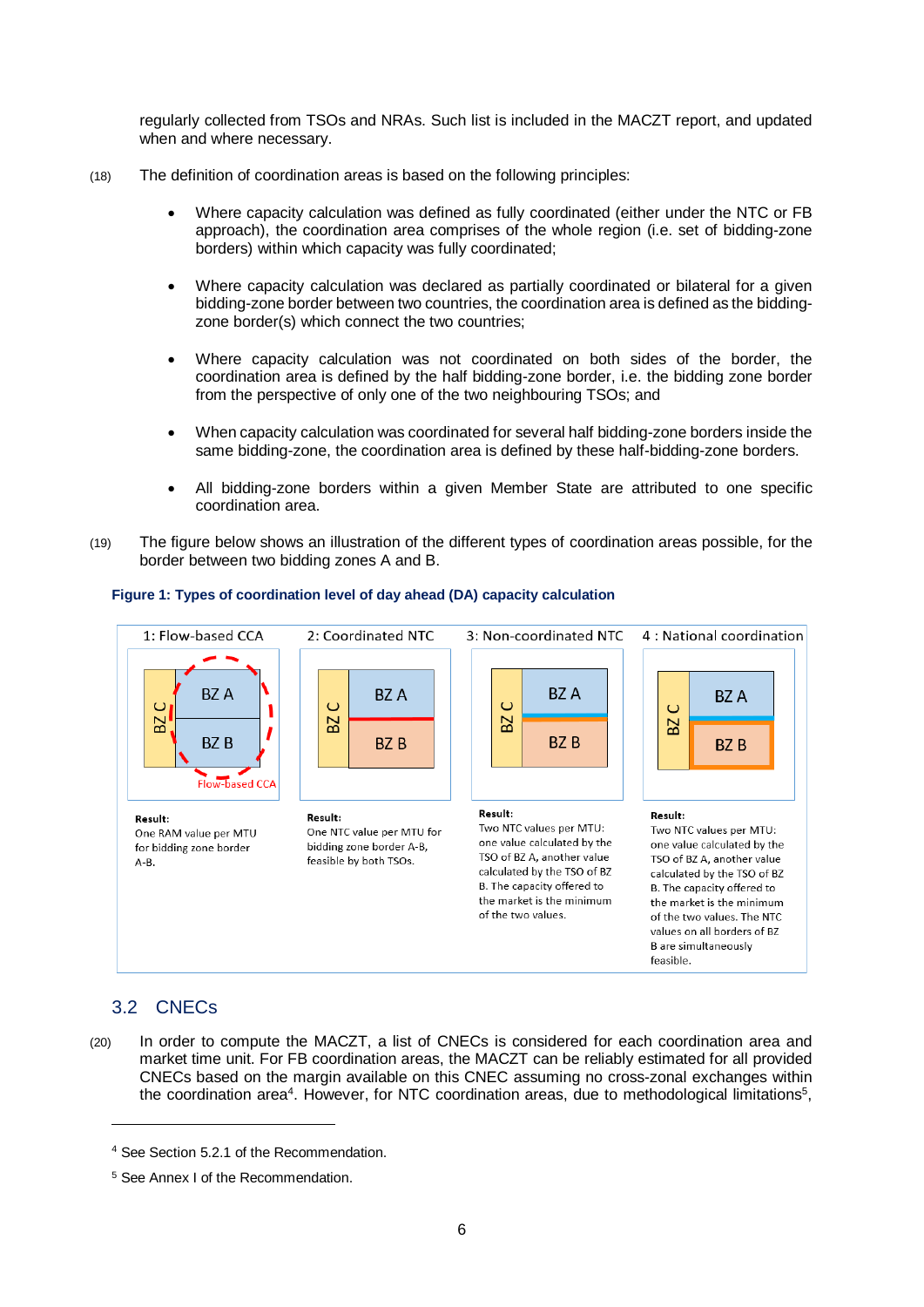regularly collected from TSOs and NRAs. Such list is included in the MACZT report, and updated when and where necessary.

(18) The definition of coordination areas is based on the following principles:

- Where capacity calculation was defined as fully coordinated (either under the NTC or FB approach), the coordination area comprises of the whole region (i.e. set of bidding-zone borders) within which capacity was fully coordinated;
- Where capacity calculation was declared as partially coordinated or bilateral for a given bidding-zone border between two countries, the coordination area is defined as the bidding-zone border(s) which connect the two countries;
- Where capacity calculation was not coordinated on both sides of the border, the coordination area is defined by the half bidding-zone border, i.e. the bidding zone border from the perspective of only one of the two neighbouring TSOs; and
- When capacity calculation was coordinated for several half bidding-zone borders inside the same bidding-zone, the coordination area is defined by these half-bidding-zone borders.
- All bidding-zone borders within a given Member State are attributed to one specific coordination area.

(19) The figure below shows an illustration of the different types of coordination areas possible, for the border between two bidding zones A and B.

**Figure 1: Types of coordination level of day ahead (DA) capacity calculation**

| 1: Flow-based CCA | 2: Coordinated NTC | 3: Non-coordinated NTC | 4 : National coordination |
|---|---|---|---|
| BZ C, BZ A, BZ B, Flow-based CCA | BZ C, BZ A, BZ B | BZ C, BZ A, BZ B | BZ C, BZ A, BZ B |
| **Result:** One RAM value per MTU for bidding zone border A-B. | **Result:** One NTC value per MTU for bidding zone border A-B, feasible by both TSOs. | **Result:** Two NTC values per MTU: one value calculated by the TSO of BZ A, another value calculated by the TSO of BZ B. The capacity offered to the market is the minimum of the two values. | **Result:** Two NTC values per MTU: one value calculated by the TSO of BZ A, another value calculated by the TSO of BZ B. The capacity offered to the market is the minimum of the two values. The NTC values on all borders of BZ B are simultaneously feasible. |

## 3.2 CNECs

(20) In order to compute the MACZT, a list of CNECs is considered for each coordination area and market time unit. For FB coordination areas, the MACZT can be reliably estimated for all provided CNECs based on the margin available on this CNEC assuming no cross-zonal exchanges within the coordination area[4]. However, for NTC coordination areas, due to methodological limitations[5],

[4] See Section 5.2.1 of the Recommendation.

[5] See Annex I of the Recommendation.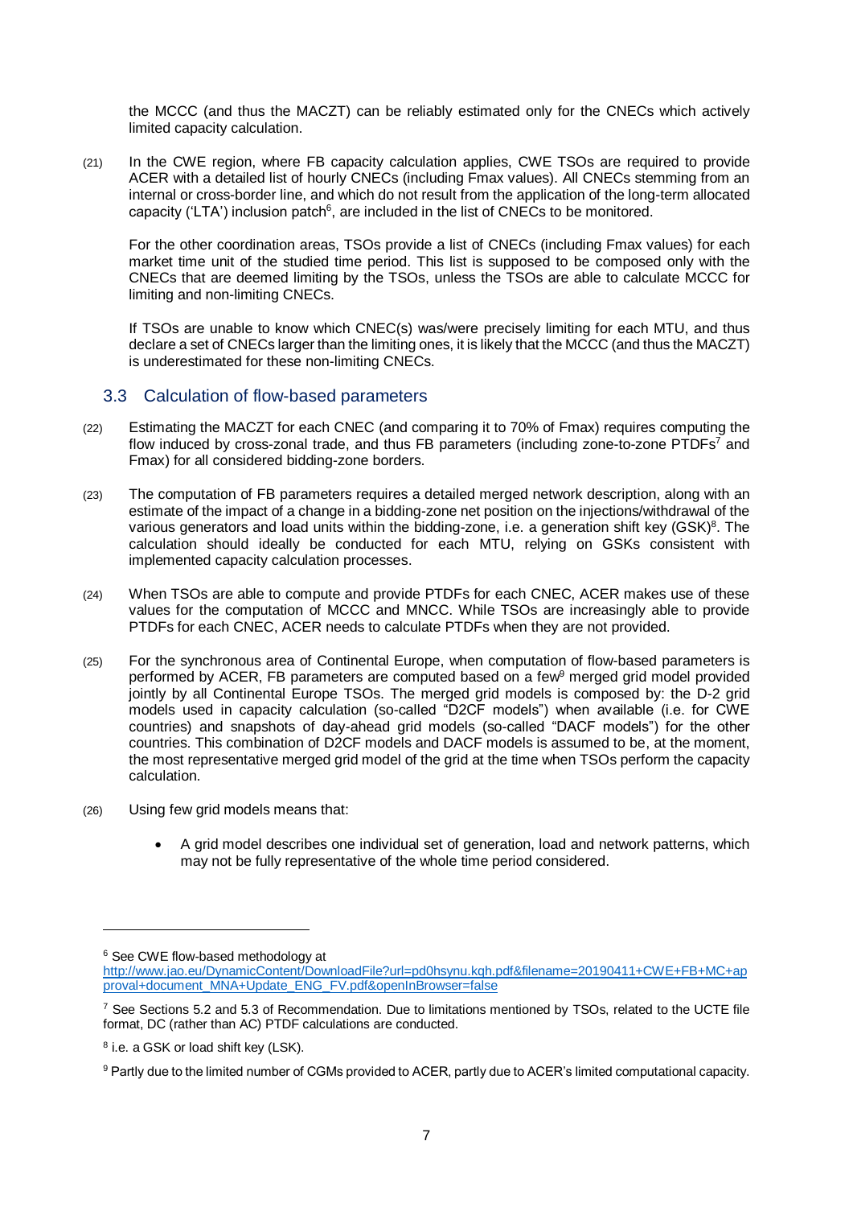the MCCC (and thus the MACZT) can be reliably estimated only for the CNECs which actively limited capacity calculation.

(21) In the CWE region, where FB capacity calculation applies, CWE TSOs are required to provide ACER with a detailed list of hourly CNECs (including Fmax values). All CNECs stemming from an internal or cross-border line, and which do not result from the application of the long-term allocated capacity ('LTA') inclusion patch[6], are included in the list of CNECs to be monitored.

For the other coordination areas, TSOs provide a list of CNECs (including Fmax values) for each market time unit of the studied time period. This list is supposed to be composed only with the CNECs that are deemed limiting by the TSOs, unless the TSOs are able to calculate MCCC for limiting and non-limiting CNECs.

If TSOs are unable to know which CNEC(s) was/were precisely limiting for each MTU, and thus declare a set of CNECs larger than the limiting ones, it is likely that the MCCC (and thus the MACZT) is underestimated for these non-limiting CNECs.

## 3.3 Calculation of flow-based parameters

(22) Estimating the MACZT for each CNEC (and comparing it to 70% of Fmax) requires computing the flow induced by cross-zonal trade, and thus FB parameters (including zone-to-zone PTDFs[7] and Fmax) for all considered bidding-zone borders.

(23) The computation of FB parameters requires a detailed merged network description, along with an estimate of the impact of a change in a bidding-zone net position on the injections/withdrawal of the various generators and load units within the bidding-zone, i.e. a generation shift key (GSK)[8]. The calculation should ideally be conducted for each MTU, relying on GSKs consistent with implemented capacity calculation processes.

(24) When TSOs are able to compute and provide PTDFs for each CNEC, ACER makes use of these values for the computation of MCCC and MNCC. While TSOs are increasingly able to provide PTDFs for each CNEC, ACER needs to calculate PTDFs when they are not provided.

(25) For the synchronous area of Continental Europe, when computation of flow-based parameters is performed by ACER, FB parameters are computed based on a few[9] merged grid model provided jointly by all Continental Europe TSOs. The merged grid models is composed by: the D-2 grid models used in capacity calculation (so-called "D2CF models") when available (i.e. for CWE countries) and snapshots of day-ahead grid models (so-called "DACF models") for the other countries. This combination of D2CF models and DACF models is assumed to be, at the moment, the most representative merged grid model of the grid at the time when TSOs perform the capacity calculation.

(26) Using few grid models means that:

- A grid model describes one individual set of generation, load and network patterns, which may not be fully representative of the whole time period considered.

---

[6] See CWE flow-based methodology at http://www.jao.eu/DynamicContent/DownloadFile?url=pd0hsynu.kqh.pdf&filename=20190411+CWE+FB+MC+approval+document_MNA+Update_ENG_FV.pdf&openInBrowser=false

[7] See Sections 5.2 and 5.3 of Recommendation. Due to limitations mentioned by TSOs, related to the UCTE file format, DC (rather than AC) PTDF calculations are conducted.

[8] i.e. a GSK or load shift key (LSK).

[9] Partly due to the limited number of CGMs provided to ACER, partly due to ACER's limited computational capacity.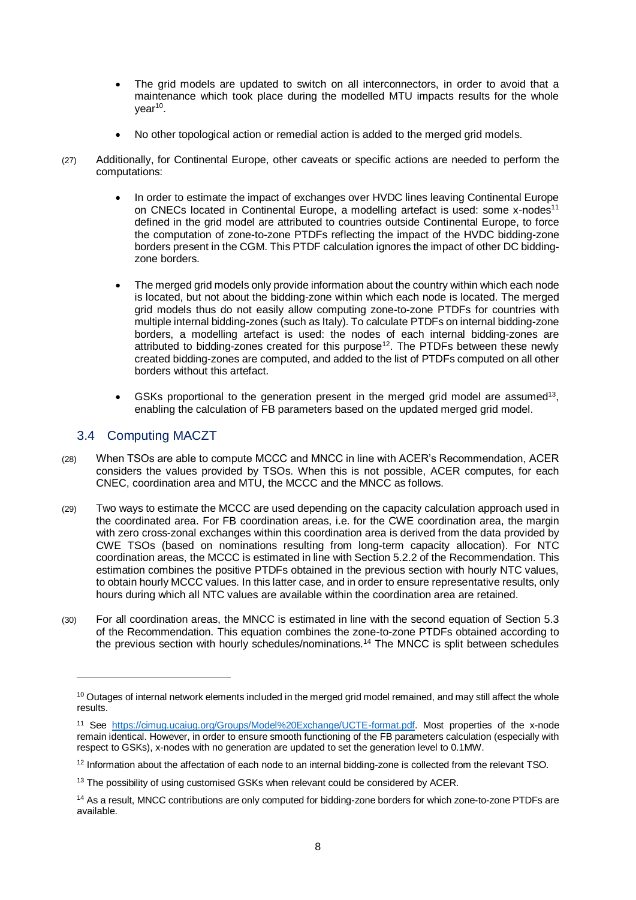- The grid models are updated to switch on all interconnectors, in order to avoid that a maintenance which took place during the modelled MTU impacts results for the whole year[10].

- No other topological action or remedial action is added to the merged grid models.

(27) Additionally, for Continental Europe, other caveats or specific actions are needed to perform the computations:

- In order to estimate the impact of exchanges over HVDC lines leaving Continental Europe on CNECs located in Continental Europe, a modelling artefact is used: some x-nodes[11] defined in the grid model are attributed to countries outside Continental Europe, to force the computation of zone-to-zone PTDFs reflecting the impact of the HVDC bidding-zone borders present in the CGM. This PTDF calculation ignores the impact of other DC bidding-zone borders.

- The merged grid models only provide information about the country within which each node is located, but not about the bidding-zone within which each node is located. The merged grid models thus do not easily allow computing zone-to-zone PTDFs for countries with multiple internal bidding-zones (such as Italy). To calculate PTDFs on internal bidding-zone borders, a modelling artefact is used: the nodes of each internal bidding-zones are attributed to bidding-zones created for this purpose[12]. The PTDFs between these newly created bidding-zones are computed, and added to the list of PTDFs computed on all other borders without this artefact.

- GSKs proportional to the generation present in the merged grid model are assumed[13], enabling the calculation of FB parameters based on the updated merged grid model.

## 3.4 Computing MACZT

(28) When TSOs are able to compute MCCC and MNCC in line with ACER's Recommendation, ACER considers the values provided by TSOs. When this is not possible, ACER computes, for each CNEC, coordination area and MTU, the MCCC and the MNCC as follows.

(29) Two ways to estimate the MCCC are used depending on the capacity calculation approach used in the coordinated area. For FB coordination areas, i.e. for the CWE coordination area, the margin with zero cross-zonal exchanges within this coordination area is derived from the data provided by CWE TSOs (based on nominations resulting from long-term capacity allocation). For NTC coordination areas, the MCCC is estimated in line with Section 5.2.2 of the Recommendation. This estimation combines the positive PTDFs obtained in the previous section with hourly NTC values, to obtain hourly MCCC values. In this latter case, and in order to ensure representative results, only hours during which all NTC values are available within the coordination area are retained.

(30) For all coordination areas, the MNCC is estimated in line with the second equation of Section 5.3 of the Recommendation. This equation combines the zone-to-zone PTDFs obtained according to the previous section with hourly schedules/nominations.[14] The MNCC is split between schedules

---

[10] Outages of internal network elements included in the merged grid model remained, and may still affect the whole results.

[11] See https://cimug.ucaiug.org/Groups/Model%20Exchange/UCTE-format.pdf. Most properties of the x-node remain identical. However, in order to ensure smooth functioning of the FB parameters calculation (especially with respect to GSKs), x-nodes with no generation are updated to set the generation level to 0.1MW.

[12] Information about the affectation of each node to an internal bidding-zone is collected from the relevant TSO.

[13] The possibility of using customised GSKs when relevant could be considered by ACER.

[14] As a result, MNCC contributions are only computed for bidding-zone borders for which zone-to-zone PTDFs are available.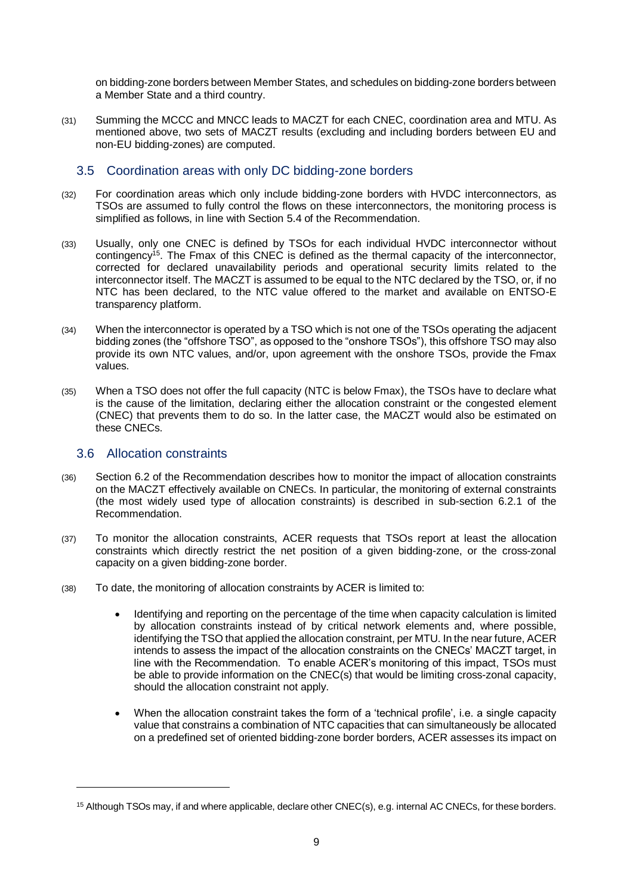on bidding-zone borders between Member States, and schedules on bidding-zone borders between a Member State and a third country.

(31) Summing the MCCC and MNCC leads to MACZT for each CNEC, coordination area and MTU. As mentioned above, two sets of MACZT results (excluding and including borders between EU and non-EU bidding-zones) are computed.

## 3.5 Coordination areas with only DC bidding-zone borders

(32) For coordination areas which only include bidding-zone borders with HVDC interconnectors, as TSOs are assumed to fully control the flows on these interconnectors, the monitoring process is simplified as follows, in line with Section 5.4 of the Recommendation.

(33) Usually, only one CNEC is defined by TSOs for each individual HVDC interconnector without contingency[15]. The Fmax of this CNEC is defined as the thermal capacity of the interconnector, corrected for declared unavailability periods and operational security limits related to the interconnector itself. The MACZT is assumed to be equal to the NTC declared by the TSO, or, if no NTC has been declared, to the NTC value offered to the market and available on ENTSO-E transparency platform.

(34) When the interconnector is operated by a TSO which is not one of the TSOs operating the adjacent bidding zones (the "offshore TSO", as opposed to the "onshore TSOs"), this offshore TSO may also provide its own NTC values, and/or, upon agreement with the onshore TSOs, provide the Fmax values.

(35) When a TSO does not offer the full capacity (NTC is below Fmax), the TSOs have to declare what is the cause of the limitation, declaring either the allocation constraint or the congested element (CNEC) that prevents them to do so. In the latter case, the MACZT would also be estimated on these CNECs.

## 3.6 Allocation constraints

(36) Section 6.2 of the Recommendation describes how to monitor the impact of allocation constraints on the MACZT effectively available on CNECs. In particular, the monitoring of external constraints (the most widely used type of allocation constraints) is described in sub-section 6.2.1 of the Recommendation.

(37) To monitor the allocation constraints, ACER requests that TSOs report at least the allocation constraints which directly restrict the net position of a given bidding-zone, or the cross-zonal capacity on a given bidding-zone border.

(38) To date, the monitoring of allocation constraints by ACER is limited to:

- Identifying and reporting on the percentage of the time when capacity calculation is limited by allocation constraints instead of by critical network elements and, where possible, identifying the TSO that applied the allocation constraint, per MTU. In the near future, ACER intends to assess the impact of the allocation constraints on the CNECs' MACZT target, in line with the Recommendation. To enable ACER's monitoring of this impact, TSOs must be able to provide information on the CNEC(s) that would be limiting cross-zonal capacity, should the allocation constraint not apply.

- When the allocation constraint takes the form of a 'technical profile', i.e. a single capacity value that constrains a combination of NTC capacities that can simultaneously be allocated on a predefined set of oriented bidding-zone border borders, ACER assesses its impact on

[15] Although TSOs may, if and where applicable, declare other CNEC(s), e.g. internal AC CNECs, for these borders.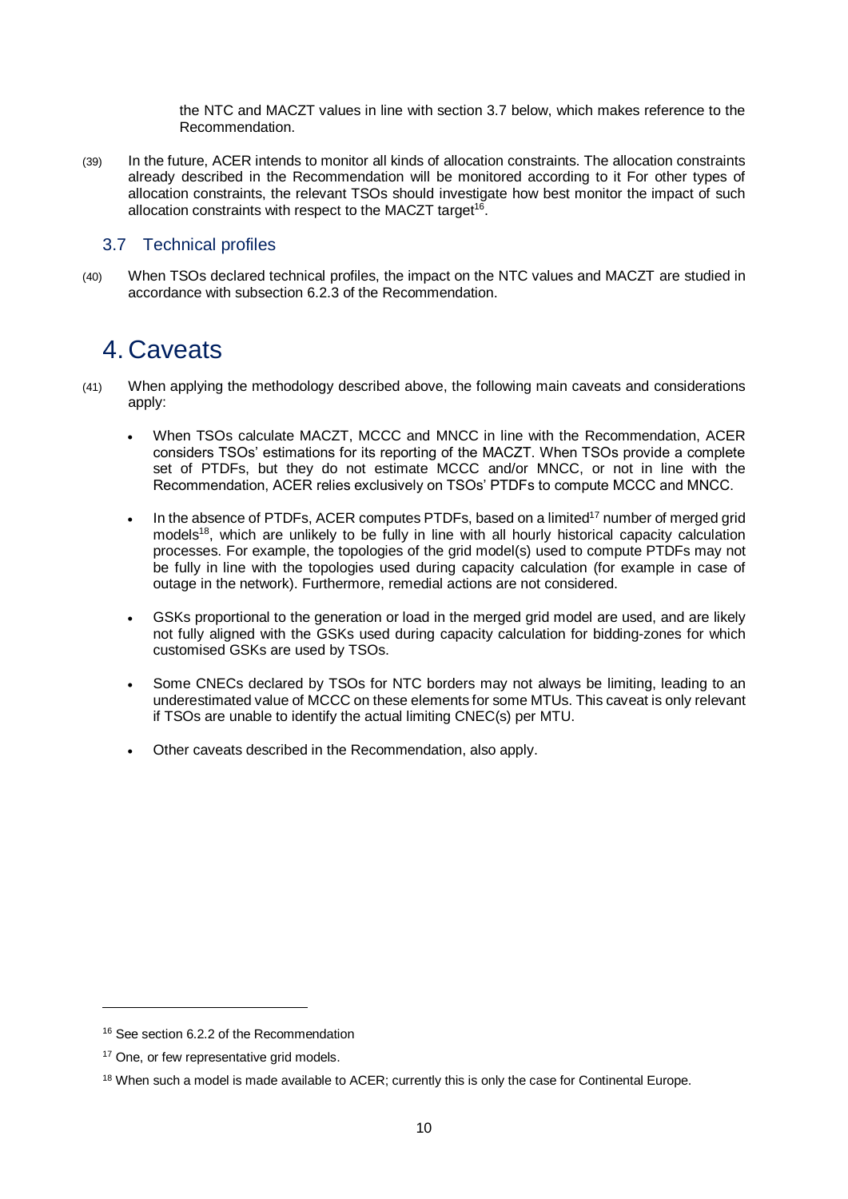the NTC and MACZT values in line with section 3.7 below, which makes reference to the Recommendation.

(39) In the future, ACER intends to monitor all kinds of allocation constraints. The allocation constraints already described in the Recommendation will be monitored according to it For other types of allocation constraints, the relevant TSOs should investigate how best monitor the impact of such allocation constraints with respect to the MACZT target[16].

## 3.7 Technical profiles

(40) When TSOs declared technical profiles, the impact on the NTC values and MACZT are studied in accordance with subsection 6.2.3 of the Recommendation.

# 4. Caveats

(41) When applying the methodology described above, the following main caveats and considerations apply:

- When TSOs calculate MACZT, MCCC and MNCC in line with the Recommendation, ACER considers TSOs' estimations for its reporting of the MACZT. When TSOs provide a complete set of PTDFs, but they do not estimate MCCC and/or MNCC, or not in line with the Recommendation, ACER relies exclusively on TSOs' PTDFs to compute MCCC and MNCC.

- In the absence of PTDFs, ACER computes PTDFs, based on a limited[17] number of merged grid models[18], which are unlikely to be fully in line with all hourly historical capacity calculation processes. For example, the topologies of the grid model(s) used to compute PTDFs may not be fully in line with the topologies used during capacity calculation (for example in case of outage in the network). Furthermore, remedial actions are not considered.

- GSKs proportional to the generation or load in the merged grid model are used, and are likely not fully aligned with the GSKs used during capacity calculation for bidding-zones for which customised GSKs are used by TSOs.

- Some CNECs declared by TSOs for NTC borders may not always be limiting, leading to an underestimated value of MCCC on these elements for some MTUs. This caveat is only relevant if TSOs are unable to identify the actual limiting CNEC(s) per MTU.

- Other caveats described in the Recommendation, also apply.

---

[16] See section 6.2.2 of the Recommendation

[17] One, or few representative grid models.

[18] When such a model is made available to ACER; currently this is only the case for Continental Europe.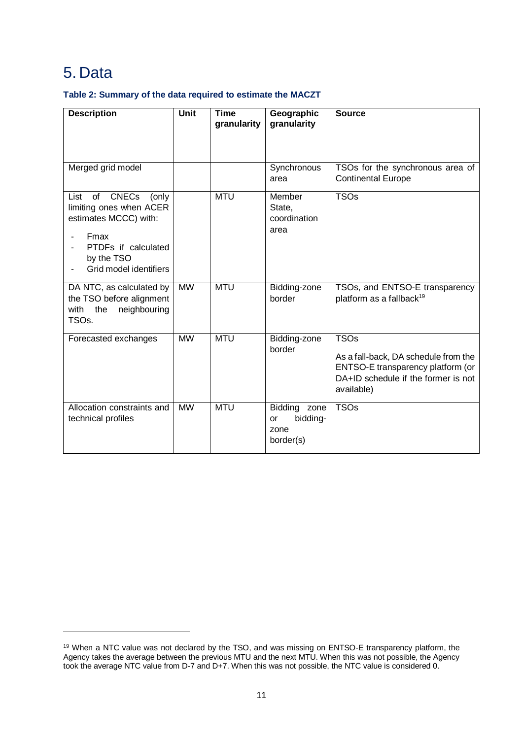# 5. Data

**Table 2: Summary of the data required to estimate the MACZT**

| Description | Unit | Time granularity | Geographic granularity | Source |
|---|---|---|---|---|
| Merged grid model | | | Synchronous area | TSOs for the synchronous area of Continental Europe |
| List of CNECs (only limiting ones when ACER estimates MCCC) with: <br>- Fmax <br>- PTDFs if calculated by the TSO <br>- Grid model identifiers | | MTU | Member State, coordination area | TSOs |
| DA NTC, as calculated by the TSO before alignment with the neighbouring TSOs. | MW | MTU | Bidding-zone border | TSOs, and ENTSO-E transparency platform as a fallback[19] |
| Forecasted exchanges | MW | MTU | Bidding-zone border | TSOs <br>As a fall-back, DA schedule from the ENTSO-E transparency platform (or DA+ID schedule if the former is not available) |
| Allocation constraints and technical profiles | MW | MTU | Bidding zone or bidding-zone border(s) | TSOs |

[19] When a NTC value was not declared by the TSO, and was missing on ENTSO-E transparency platform, the Agency takes the average between the previous MTU and the next MTU. When this was not possible, the Agency took the average NTC value from D-7 and D+7. When this was not possible, the NTC value is considered 0.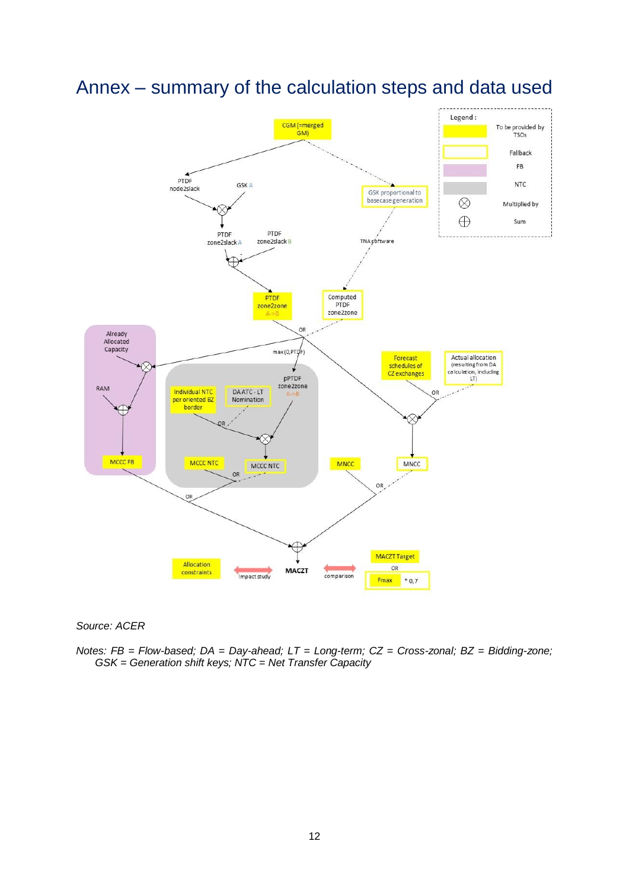# Annex – summary of the calculation steps and data used

Legend :
To be provided by TSOs
Fallback
FB
NTC
Multiplied by
Sum

CGM (=merged GM)
PTDF node2slack
GSK A
GSK proportional to basecase generation
PTDF zone2slack A
PTDF zone2slack B
TNA software
PTDF zone2zone A->B
Computed PTDF zone2zone
OR
max(0,PTDF)
Already Allocated Capacity
RAM
MCCC FB
pPTDF zone2zone A->B
Individual NTC per oriented BZ border
DA ATC - LT Nomination
OR
MCCC NTC
MCCC NTC
OR
Forecast schedules of CZ exchanges
Actual allocation (resulting from DA calculation, including LT)
OR
MNCC
MNCC
OR
OR
Allocation constraints
Impact study
MACZT
comparison
MACZT Target
OR
Fmax
* 0,7

*Source: ACER*

*Notes: FB = Flow-based; DA = Day-ahead; LT = Long-term; CZ = Cross-zonal; BZ = Bidding-zone; GSK = Generation shift keys; NTC = Net Transfer Capacity*